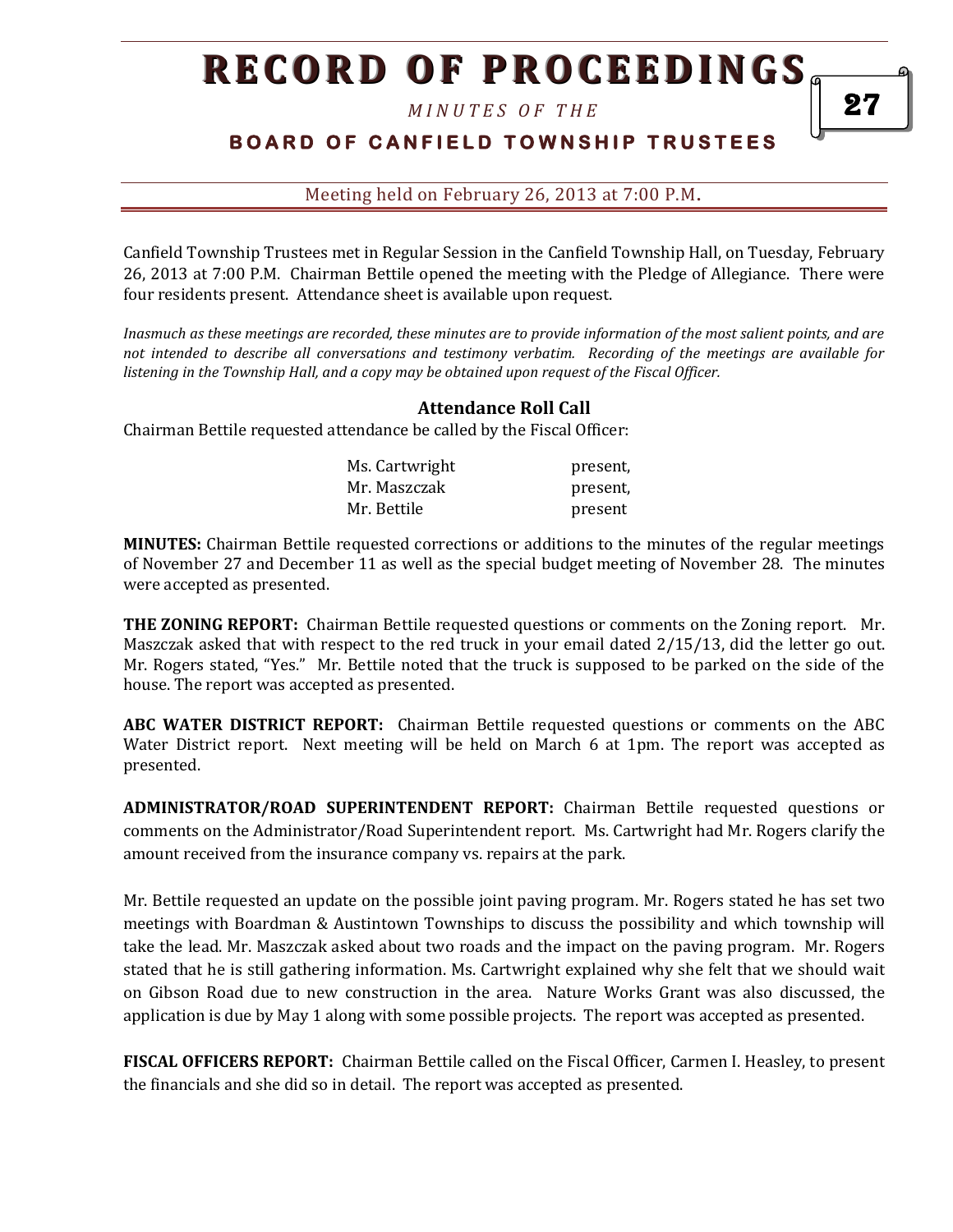# RECORD OF PROCEEDINGS

*MINUTES OF THE*

## BOARD OF CANFIELD TOWNSHIP TRUSTEES

Meeting held on February 26, 2013 at 7:00 P.M.

Canfield Township Trustees met in Regular Session in the Canfield Township Hall, on Tuesday, February 26, 2013 at 7:00 P.M. Chairman Bettile opened the meeting with the Pledge of Allegiance. There were four residents present. Attendance sheet is available upon request.

*Inasmuch as these meetings are recorded, these minutes are to provide information of the most salient points, and are not intended to describe all conversations and testimony verbatim. Recording of the meetings are available for listening in the Township Hall, and a copy may be obtained upon request of the Fiscal Officer.*

### Attendance Roll Call

Chairman Bettile requested attendance be called by the Fiscal Officer:

| | |
|---|---|
| Ms. Cartwright | present, |
| Mr. Maszczak | present, |
| Mr. Bettile | present |

**MINUTES:** Chairman Bettile requested corrections or additions to the minutes of the regular meetings of November 27 and December 11 as well as the special budget meeting of November 28. The minutes were accepted as presented.

**THE ZONING REPORT:** Chairman Bettile requested questions or comments on the Zoning report. Mr. Maszczak asked that with respect to the red truck in your email dated 2/15/13, did the letter go out. Mr. Rogers stated, "Yes." Mr. Bettile noted that the truck is supposed to be parked on the side of the house. The report was accepted as presented.

**ABC WATER DISTRICT REPORT:** Chairman Bettile requested questions or comments on the ABC Water District report. Next meeting will be held on March 6 at 1pm. The report was accepted as presented.

**ADMINISTRATOR/ROAD SUPERINTENDENT REPORT:** Chairman Bettile requested questions or comments on the Administrator/Road Superintendent report. Ms. Cartwright had Mr. Rogers clarify the amount received from the insurance company vs. repairs at the park.

Mr. Bettile requested an update on the possible joint paving program. Mr. Rogers stated he has set two meetings with Boardman & Austintown Townships to discuss the possibility and which township will take the lead. Mr. Maszczak asked about two roads and the impact on the paving program. Mr. Rogers stated that he is still gathering information. Ms. Cartwright explained why she felt that we should wait on Gibson Road due to new construction in the area. Nature Works Grant was also discussed, the application is due by May 1 along with some possible projects. The report was accepted as presented.

**FISCAL OFFICERS REPORT:** Chairman Bettile called on the Fiscal Officer, Carmen I. Heasley, to present the financials and she did so in detail. The report was accepted as presented.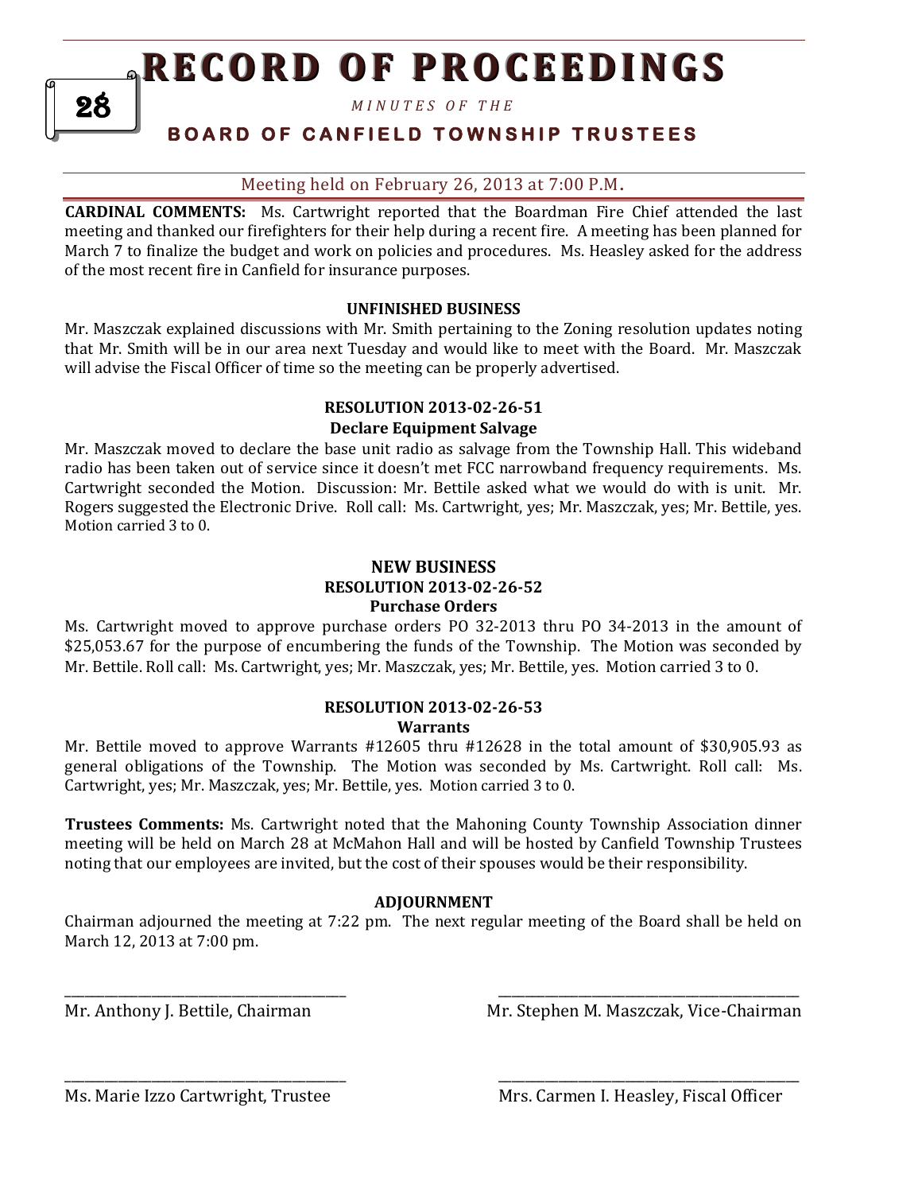Meeting held on February 26, 2013 at 7:00 P.M.

**CARDINAL COMMENTS:** Ms. Cartwright reported that the Boardman Fire Chief attended the last meeting and thanked our firefighters for their help during a recent fire. A meeting has been planned for March 7 to finalize the budget and work on policies and procedures. Ms. Heasley asked for the address of the most recent fire in Canfield for insurance purposes.

**UNFINISHED BUSINESS**

Mr. Maszczak explained discussions with Mr. Smith pertaining to the Zoning resolution updates noting that Mr. Smith will be in our area next Tuesday and would like to meet with the Board. Mr. Maszczak will advise the Fiscal Officer of time so the meeting can be properly advertised.

**RESOLUTION 2013-02-26-51**
**Declare Equipment Salvage**

Mr. Maszczak moved to declare the base unit radio as salvage from the Township Hall. This wideband radio has been taken out of service since it doesn't met FCC narrowband frequency requirements. Ms. Cartwright seconded the Motion. Discussion: Mr. Bettile asked what we would do with is unit. Mr. Rogers suggested the Electronic Drive. Roll call: Ms. Cartwright, yes; Mr. Maszczak, yes; Mr. Bettile, yes. Motion carried 3 to 0.

**NEW BUSINESS**
**RESOLUTION 2013-02-26-52**
**Purchase Orders**

Ms. Cartwright moved to approve purchase orders PO 32-2013 thru PO 34-2013 in the amount of $25,053.67 for the purpose of encumbering the funds of the Township. The Motion was seconded by Mr. Bettile. Roll call: Ms. Cartwright, yes; Mr. Maszczak, yes; Mr. Bettile, yes. Motion carried 3 to 0.

**RESOLUTION 2013-02-26-53**
**Warrants**

Mr. Bettile moved to approve Warrants #12605 thru #12628 in the total amount of $30,905.93 as general obligations of the Township. The Motion was seconded by Ms. Cartwright. Roll call: Ms. Cartwright, yes; Mr. Maszczak, yes; Mr. Bettile, yes. Motion carried 3 to 0.

**Trustees Comments:** Ms. Cartwright noted that the Mahoning County Township Association dinner meeting will be held on March 28 at McMahon Hall and will be hosted by Canfield Township Trustees noting that our employees are invited, but the cost of their spouses would be their responsibility.

**ADJOURNMENT**

Chairman adjourned the meeting at 7:22 pm. The next regular meeting of the Board shall be held on March 12, 2013 at 7:00 pm.

\_\_\_\_\_\_\_\_\_\_\_\_\_\_\_\_\_\_\_\_\_\_\_\_\_\_\_\_\_\_\_\_\_\_\_\_\_\_\_\_
Mr. Anthony J. Bettile, Chairman

\_\_\_\_\_\_\_\_\_\_\_\_\_\_\_\_\_\_\_\_\_\_\_\_\_\_\_\_\_\_\_\_\_\_\_\_\_\_\_\_
Mr. Stephen M. Maszczak, Vice-Chairman

\_\_\_\_\_\_\_\_\_\_\_\_\_\_\_\_\_\_\_\_\_\_\_\_\_\_\_\_\_\_\_\_\_\_\_\_\_\_\_\_
Ms. Marie Izzo Cartwright, Trustee

\_\_\_\_\_\_\_\_\_\_\_\_\_\_\_\_\_\_\_\_\_\_\_\_\_\_\_\_\_\_\_\_\_\_\_\_\_\_\_\_
Mrs. Carmen I. Heasley, Fiscal Officer